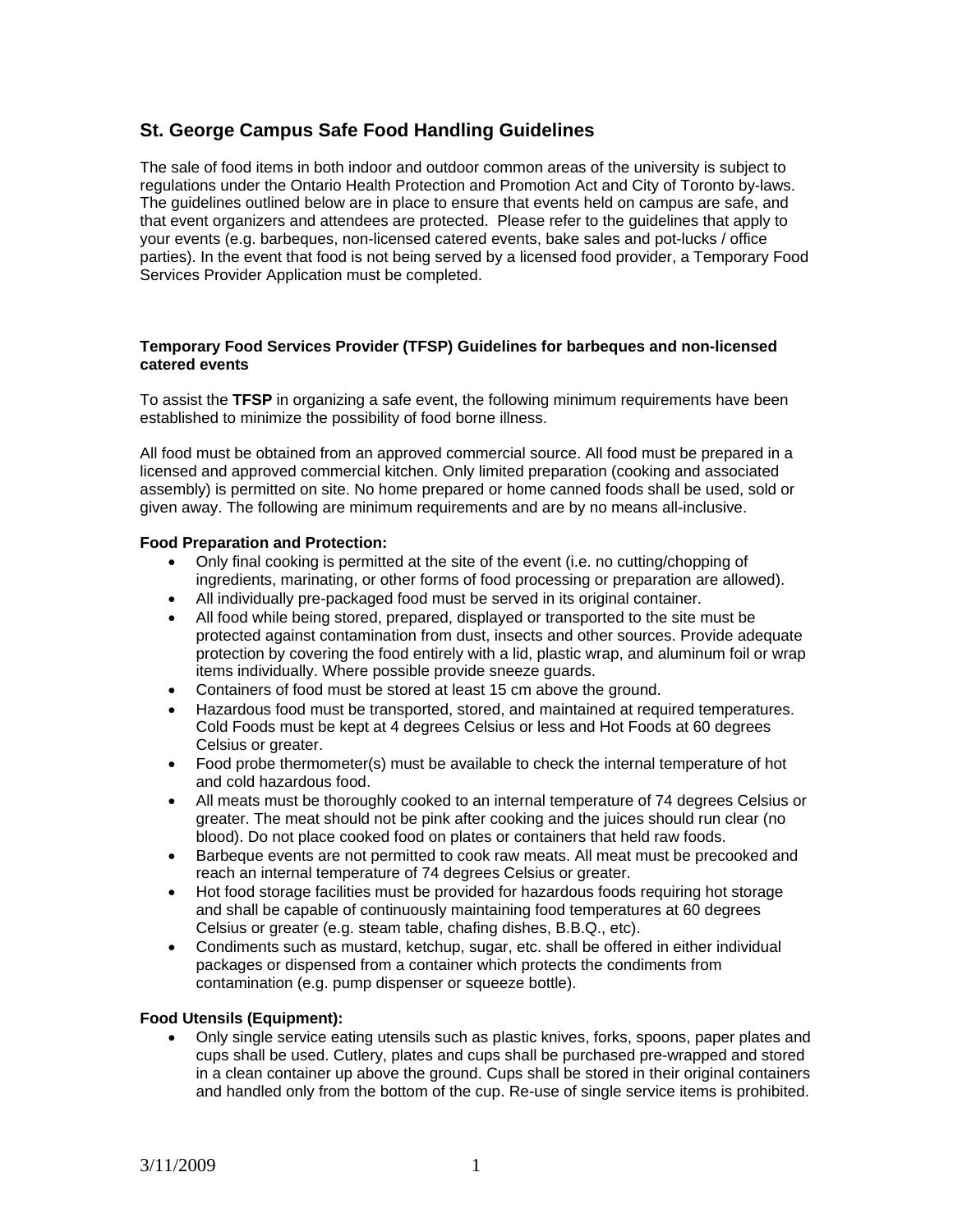# St. George Campus Safe Food Handling Guidelines

The sale of food items in both indoor and outdoor common areas of the university is subject to regulations under the Ontario Health Protection and Promotion Act and City of Toronto by-laws. The guidelines outlined below are in place to ensure that events held on campus are safe, and that event organizers and attendees are protected. Please refer to the guidelines that apply to your events (e.g. barbeques, non-licensed catered events, bake sales and pot-lucks / office parties). In the event that food is not being served by a licensed food provider, a Temporary Food Services Provider Application must be completed.

### Temporary Food Services Provider (TFSP) Guidelines for barbeques and non-licensed catered events

To assist the **TFSP** in organizing a safe event, the following minimum requirements have been established to minimize the possibility of food borne illness.

All food must be obtained from an approved commercial source. All food must be prepared in a licensed and approved commercial kitchen. Only limited preparation (cooking and associated assembly) is permitted on site. No home prepared or home canned foods shall be used, sold or given away. The following are minimum requirements and are by no means all-inclusive.

**Food Preparation and Protection:**

- Only final cooking is permitted at the site of the event (i.e. no cutting/chopping of ingredients, marinating, or other forms of food processing or preparation are allowed).
- All individually pre-packaged food must be served in its original container.
- All food while being stored, prepared, displayed or transported to the site must be protected against contamination from dust, insects and other sources. Provide adequate protection by covering the food entirely with a lid, plastic wrap, and aluminum foil or wrap items individually. Where possible provide sneeze guards.
- Containers of food must be stored at least 15 cm above the ground.
- Hazardous food must be transported, stored, and maintained at required temperatures. Cold Foods must be kept at 4 degrees Celsius or less and Hot Foods at 60 degrees Celsius or greater.
- Food probe thermometer(s) must be available to check the internal temperature of hot and cold hazardous food.
- All meats must be thoroughly cooked to an internal temperature of 74 degrees Celsius or greater. The meat should not be pink after cooking and the juices should run clear (no blood). Do not place cooked food on plates or containers that held raw foods.
- Barbeque events are not permitted to cook raw meats. All meat must be precooked and reach an internal temperature of 74 degrees Celsius or greater.
- Hot food storage facilities must be provided for hazardous foods requiring hot storage and shall be capable of continuously maintaining food temperatures at 60 degrees Celsius or greater (e.g. steam table, chafing dishes, B.B.Q., etc).
- Condiments such as mustard, ketchup, sugar, etc. shall be offered in either individual packages or dispensed from a container which protects the condiments from contamination (e.g. pump dispenser or squeeze bottle).

**Food Utensils (Equipment):**

- Only single service eating utensils such as plastic knives, forks, spoons, paper plates and cups shall be used. Cutlery, plates and cups shall be purchased pre-wrapped and stored in a clean container up above the ground. Cups shall be stored in their original containers and handled only from the bottom of the cup. Re-use of single service items is prohibited.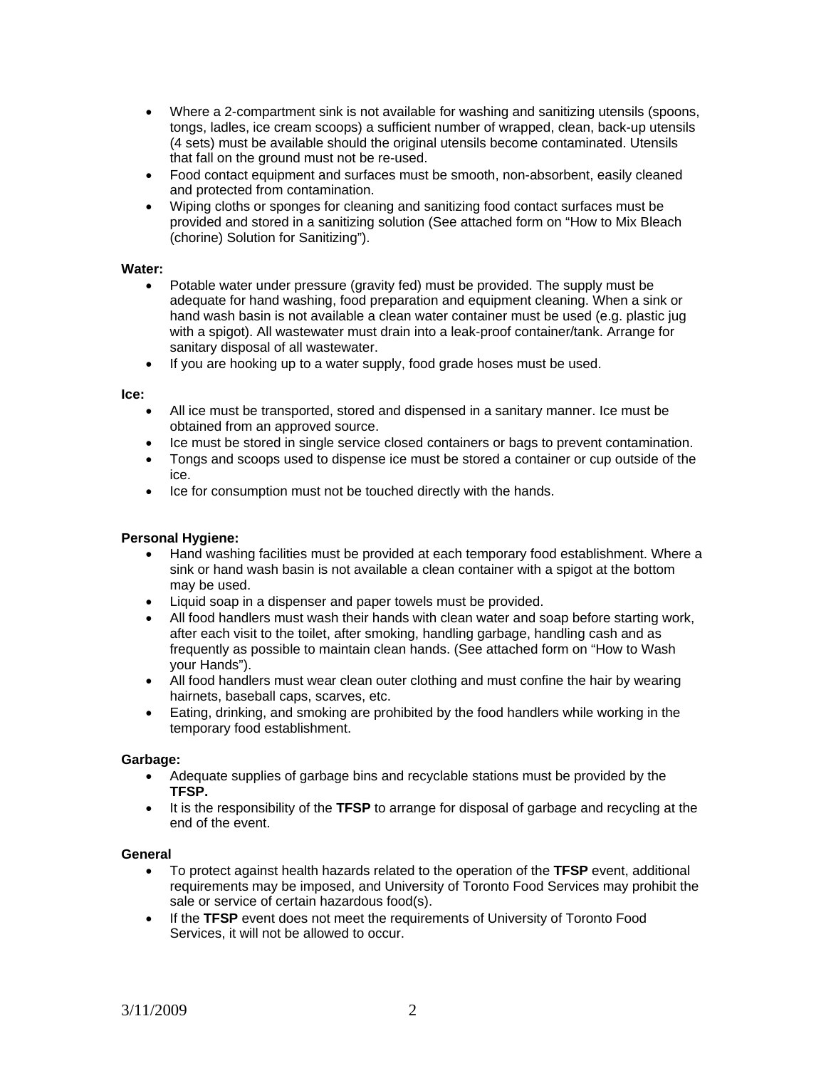- Where a 2-compartment sink is not available for washing and sanitizing utensils (spoons, tongs, ladles, ice cream scoops) a sufficient number of wrapped, clean, back-up utensils (4 sets) must be available should the original utensils become contaminated. Utensils that fall on the ground must not be re-used.
- Food contact equipment and surfaces must be smooth, non-absorbent, easily cleaned and protected from contamination.
- Wiping cloths or sponges for cleaning and sanitizing food contact surfaces must be provided and stored in a sanitizing solution (See attached form on "How to Mix Bleach (chorine) Solution for Sanitizing").

**Water:**

- Potable water under pressure (gravity fed) must be provided. The supply must be adequate for hand washing, food preparation and equipment cleaning. When a sink or hand wash basin is not available a clean water container must be used (e.g. plastic jug with a spigot). All wastewater must drain into a leak-proof container/tank. Arrange for sanitary disposal of all wastewater.
- If you are hooking up to a water supply, food grade hoses must be used.

**Ice:**

- All ice must be transported, stored and dispensed in a sanitary manner. Ice must be obtained from an approved source.
- Ice must be stored in single service closed containers or bags to prevent contamination.
- Tongs and scoops used to dispense ice must be stored a container or cup outside of the ice.
- Ice for consumption must not be touched directly with the hands.

**Personal Hygiene:**

- Hand washing facilities must be provided at each temporary food establishment. Where a sink or hand wash basin is not available a clean container with a spigot at the bottom may be used.
- Liquid soap in a dispenser and paper towels must be provided.
- All food handlers must wash their hands with clean water and soap before starting work, after each visit to the toilet, after smoking, handling garbage, handling cash and as frequently as possible to maintain clean hands. (See attached form on "How to Wash your Hands").
- All food handlers must wear clean outer clothing and must confine the hair by wearing hairnets, baseball caps, scarves, etc.
- Eating, drinking, and smoking are prohibited by the food handlers while working in the temporary food establishment.

**Garbage:**

- Adequate supplies of garbage bins and recyclable stations must be provided by the **TFSP.**
- It is the responsibility of the **TFSP** to arrange for disposal of garbage and recycling at the end of the event.

**General**

- To protect against health hazards related to the operation of the **TFSP** event, additional requirements may be imposed, and University of Toronto Food Services may prohibit the sale or service of certain hazardous food(s).
- If the **TFSP** event does not meet the requirements of University of Toronto Food Services, it will not be allowed to occur.

3/11/2009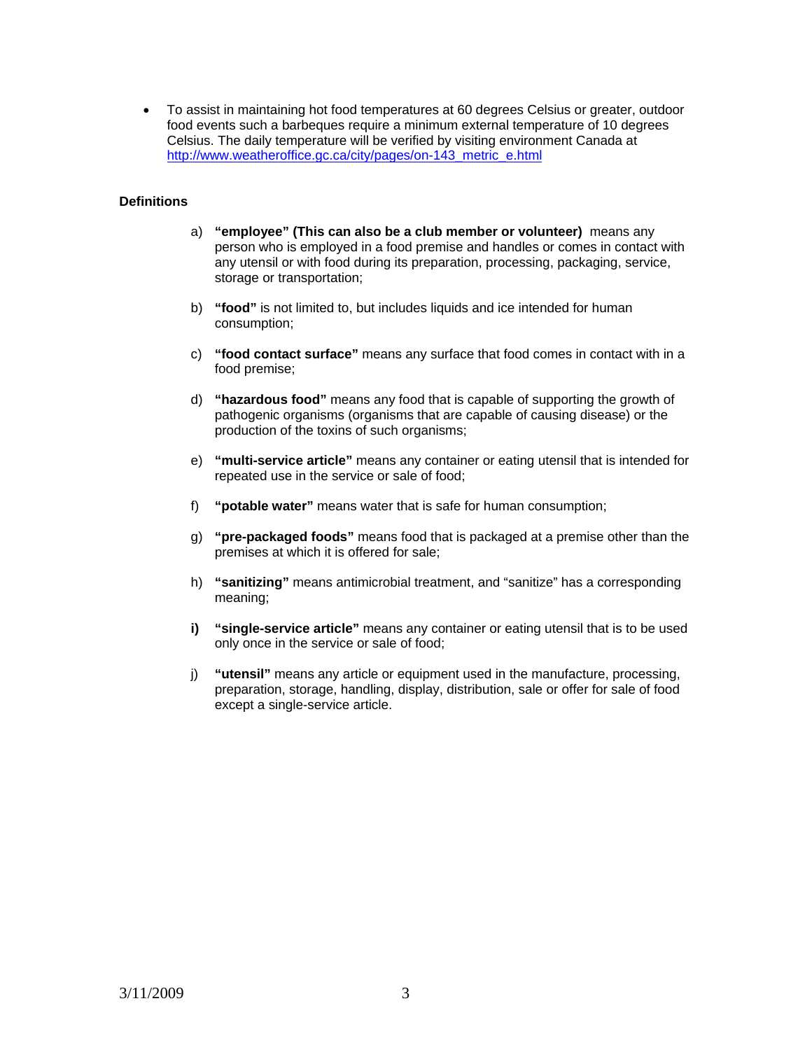- To assist in maintaining hot food temperatures at 60 degrees Celsius or greater, outdoor food events such a barbeques require a minimum external temperature of 10 degrees Celsius. The daily temperature will be verified by visiting environment Canada at http://www.weatheroffice.gc.ca/city/pages/on-143_metric_e.html

**Definitions**

a) **"employee" (This can also be a club member or volunteer)** means any person who is employed in a food premise and handles or comes in contact with any utensil or with food during its preparation, processing, packaging, service, storage or transportation;

b) **"food"** is not limited to, but includes liquids and ice intended for human consumption;

c) **"food contact surface"** means any surface that food comes in contact with in a food premise;

d) **"hazardous food"** means any food that is capable of supporting the growth of pathogenic organisms (organisms that are capable of causing disease) or the production of the toxins of such organisms;

e) **"multi-service article"** means any container or eating utensil that is intended for repeated use in the service or sale of food;

f) **"potable water"** means water that is safe for human consumption;

g) **"pre-packaged foods"** means food that is packaged at a premise other than the premises at which it is offered for sale;

h) **"sanitizing"** means antimicrobial treatment, and "sanitize" has a corresponding meaning;

**i)** **"single-service article"** means any container or eating utensil that is to be used only once in the service or sale of food;

j) **"utensil"** means any article or equipment used in the manufacture, processing, preparation, storage, handling, display, distribution, sale or offer for sale of food except a single-service article.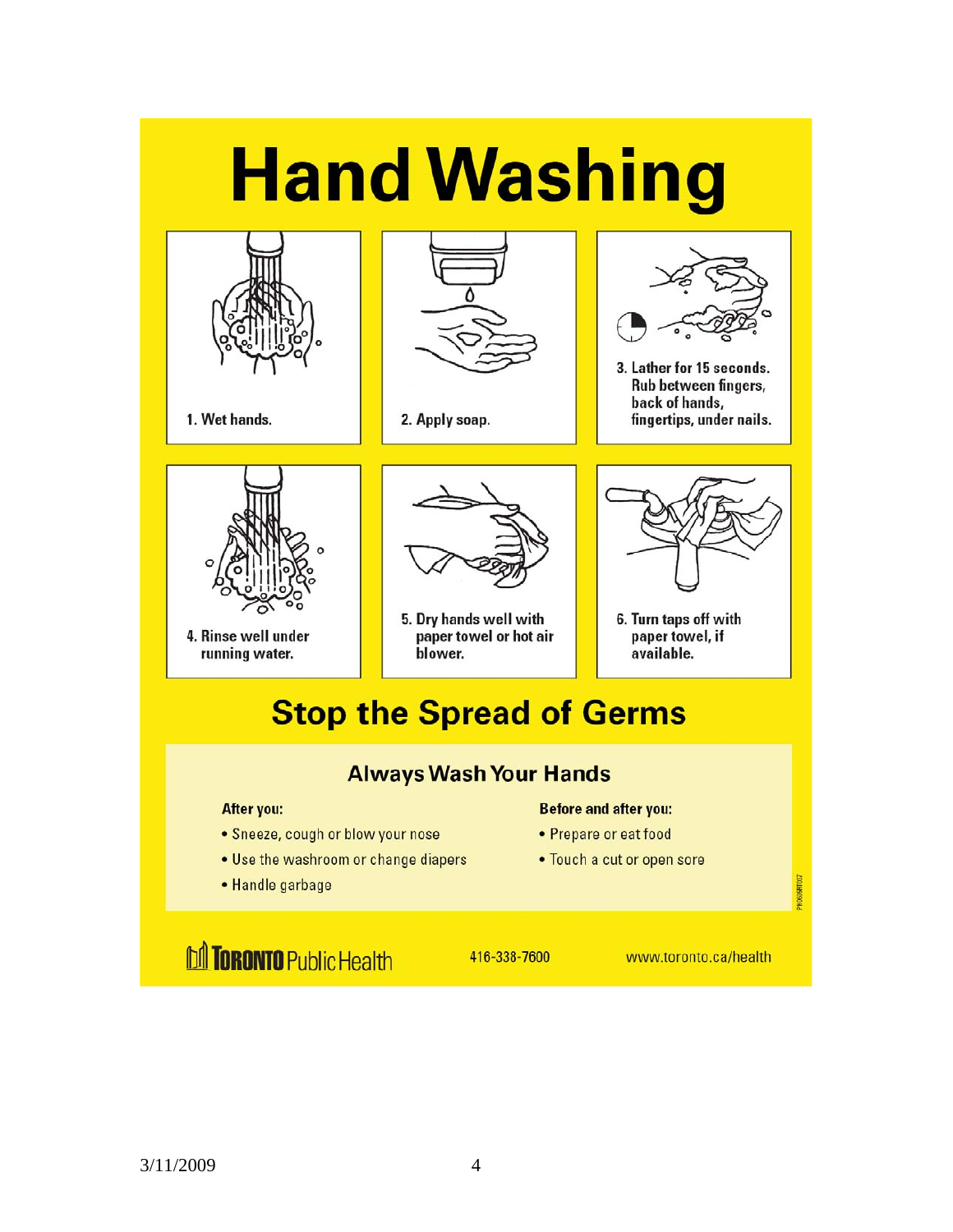# Hand Washing

1. Wet hands.
2. Apply soap.
3. Lather for 15 seconds. Rub between fingers, back of hands, fingertips, under nails.
4. Rinse well under running water.
5. Dry hands well with paper towel or hot air blower.
6. Turn taps off with paper towel, if available.

## Stop the Spread of Germs

### Always Wash Your Hands

**After you:**

- Sneeze, cough or blow your nose
- Use the washroom or change diapers
- Handle garbage

**Before and after you:**

- Prepare or eat food
- Touch a cut or open sore

PH0605RT07

TORONTO Public Health    416-338-7600    www.toronto.ca/health

3/11/2009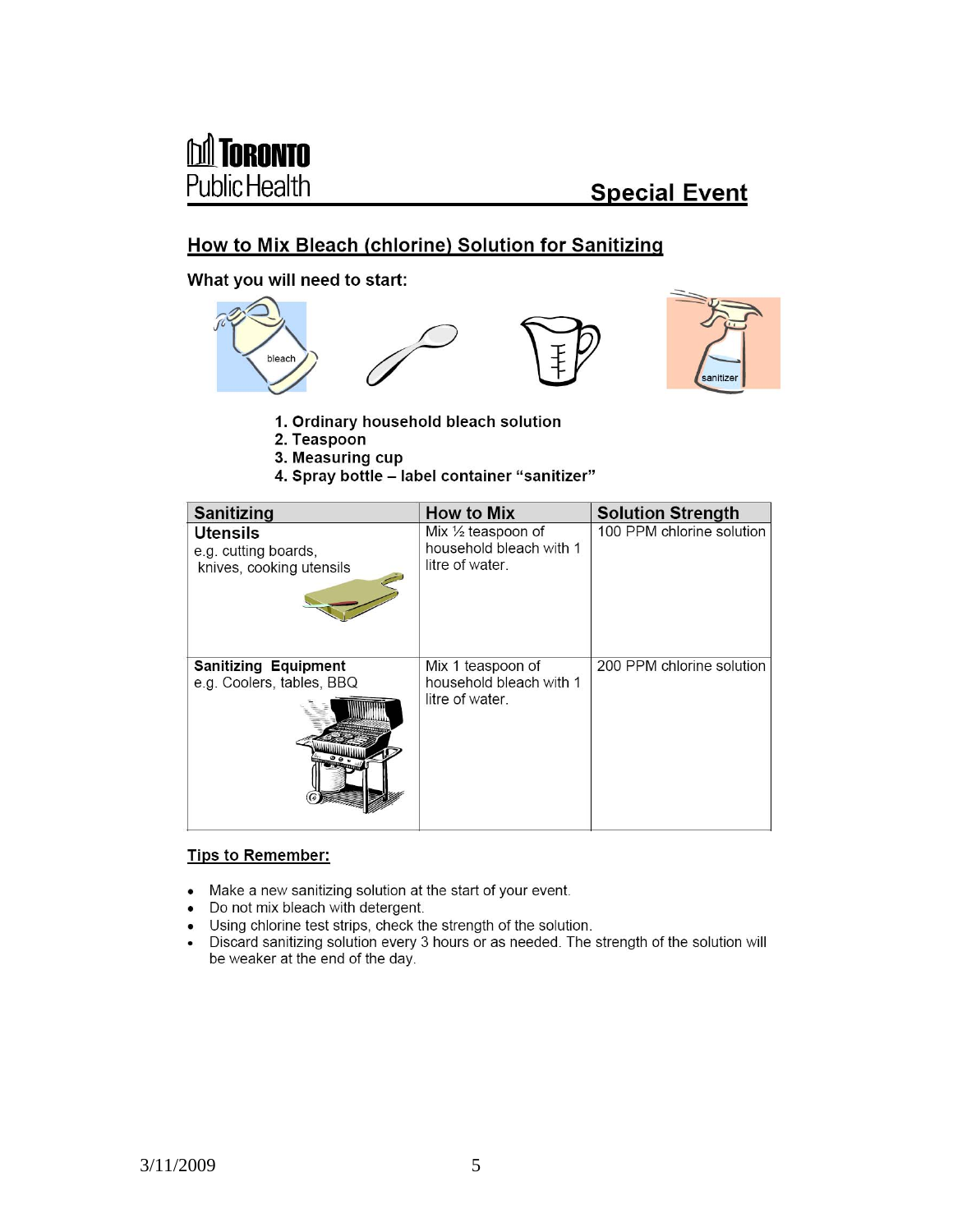**Toronto Public Health**

## Special Event

## How to Mix Bleach (chlorine) Solution for Sanitizing

**What you will need to start:**

1. **Ordinary household bleach solution**
2. **Teaspoon**
3. **Measuring cup**
4. **Spray bottle – label container "sanitizer"**

| Sanitizing | How to Mix | Solution Strength |
| --- | --- | --- |
| **Utensils**<br>e.g. cutting boards, knives, cooking utensils | Mix ½ teaspoon of household bleach with 1 litre of water. | 100 PPM chlorine solution |
| **Sanitizing Equipment**<br>e.g. Coolers, tables, BBQ | Mix 1 teaspoon of household bleach with 1 litre of water. | 200 PPM chlorine solution |

**Tips to Remember:**

- Make a new sanitizing solution at the start of your event.
- Do not mix bleach with detergent.
- Using chlorine test strips, check the strength of the solution.
- Discard sanitizing solution every 3 hours or as needed. The strength of the solution will be weaker at the end of the day.

3/11/2009